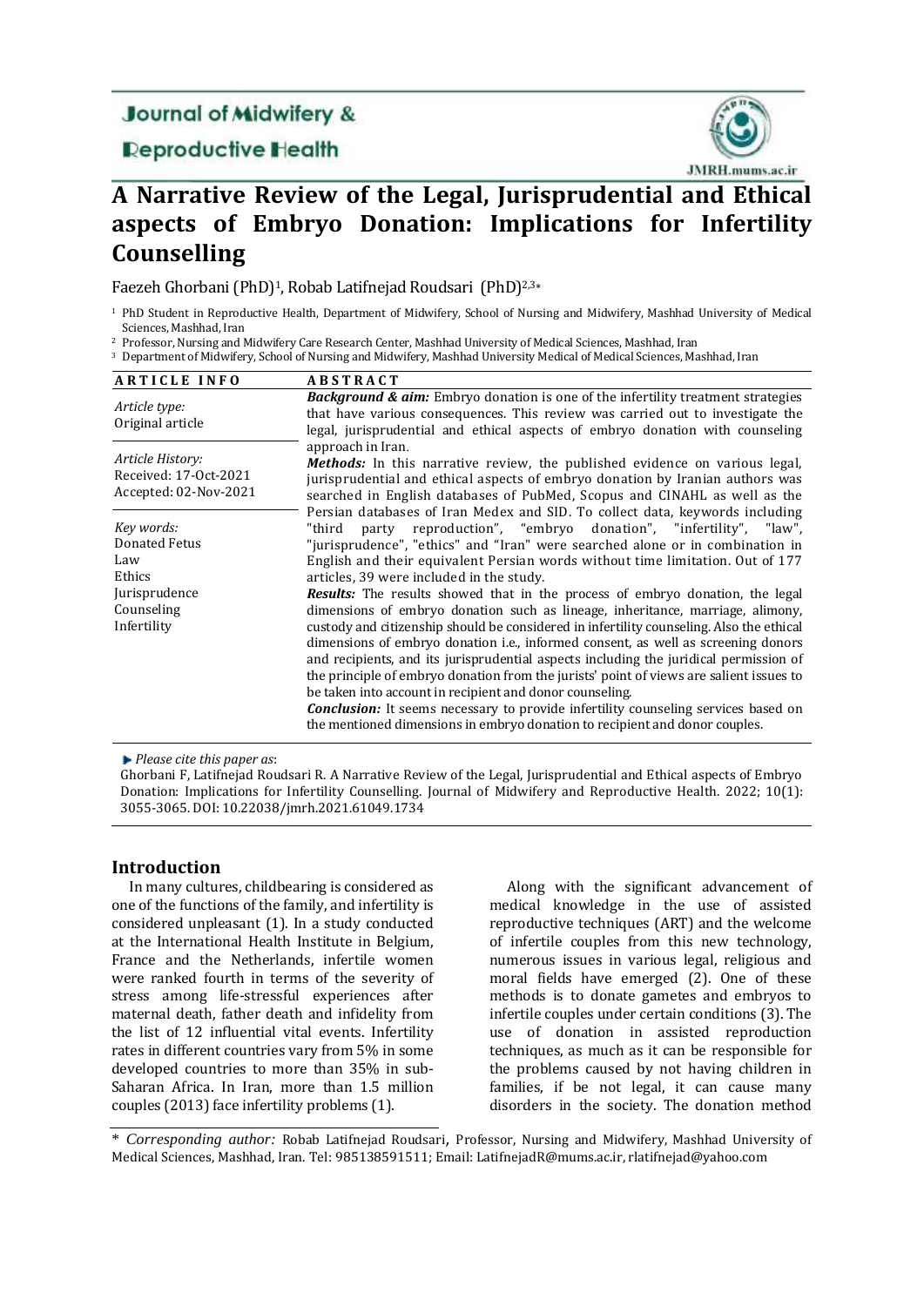Journal of Midwifery & Reproductive Health

JMRH.mums.ac.ir

# A Narrative Review of the Legal, Jurisprudential and Ethical aspects of Embryo Donation: Implications for Infertility Counselling

Faezeh Ghorbani (PhD)[1], Robab Latifnejad Roudsari (PhD)[2,3]*

[1] PhD Student in Reproductive Health, Department of Midwifery, School of Nursing and Midwifery, Mashhad University of Medical Sciences, Mashhad, Iran

[2] Professor, Nursing and Midwifery Care Research Center, Mashhad University of Medical Sciences, Mashhad, Iran

[3] Department of Midwifery, School of Nursing and Midwifery, Mashhad University Medical of Medical Sciences, Mashhad, Iran

**ARTICLE INFO**

*Article type:*
Original article

*Article History:*
Received: 17-Oct-2021
Accepted: 02-Nov-2021

*Key words:*
Donated Fetus
Law
Ethics
Jurisprudence
Counseling
Infertility

**ABSTRACT**

***Background & aim:*** Embryo donation is one of the infertility treatment strategies that have various consequences. This review was carried out to investigate the legal, jurisprudential and ethical aspects of embryo donation with counseling approach in Iran.

***Methods:*** In this narrative review, the published evidence on various legal, jurisprudential and ethical aspects of embryo donation by Iranian authors was searched in English databases of PubMed, Scopus and CINAHL as well as the Persian databases of Iran Medex and SID. To collect data, keywords including "third party reproduction", "embryo donation", "infertility", "law", "jurisprudence", "ethics" and "Iran" were searched alone or in combination in English and their equivalent Persian words without time limitation. Out of 177 articles, 39 were included in the study.

***Results:*** The results showed that in the process of embryo donation, the legal dimensions of embryo donation such as lineage, inheritance, marriage, alimony, custody and citizenship should be considered in infertility counseling. Also the ethical dimensions of embryo donation i.e., informed consent, as well as screening donors and recipients, and its jurisprudential aspects including the juridical permission of the principle of embryo donation from the jurists' point of views are salient issues to be taken into account in recipient and donor counseling.

***Conclusion:*** It seems necessary to provide infertility counseling services based on the mentioned dimensions in embryo donation to recipient and donor couples.

*Please cite this paper as*:
Ghorbani F, Latifnejad Roudsari R. A Narrative Review of the Legal, Jurisprudential and Ethical aspects of Embryo Donation: Implications for Infertility Counselling. Journal of Midwifery and Reproductive Health. 2022; 10(1): 3055-3065. DOI: 10.22038/jmrh.2021.61049.1734

## Introduction

In many cultures, childbearing is considered as one of the functions of the family, and infertility is considered unpleasant (1). In a study conducted at the International Health Institute in Belgium, France and the Netherlands, infertile women were ranked fourth in terms of the severity of stress among life-stressful experiences after maternal death, father death and infidelity from the list of 12 influential vital events. Infertility rates in different countries vary from 5% in some developed countries to more than 35% in sub-Saharan Africa. In Iran, more than 1.5 million couples (2013) face infertility problems (1).

Along with the significant advancement of medical knowledge in the use of assisted reproductive techniques (ART) and the welcome of infertile couples from this new technology, numerous issues in various legal, religious and moral fields have emerged (2). One of these methods is to donate gametes and embryos to infertile couples under certain conditions (3). The use of donation in assisted reproduction techniques, as much as it can be responsible for the problems caused by not having children in families, if be not legal, it can cause many disorders in the society. The donation method

\* *Corresponding author:* Robab Latifnejad Roudsari, Professor, Nursing and Midwifery, Mashhad University of Medical Sciences, Mashhad, Iran. Tel: 985138591511; Email: LatifnejadR@mums.ac.ir, rlatifnejad@yahoo.com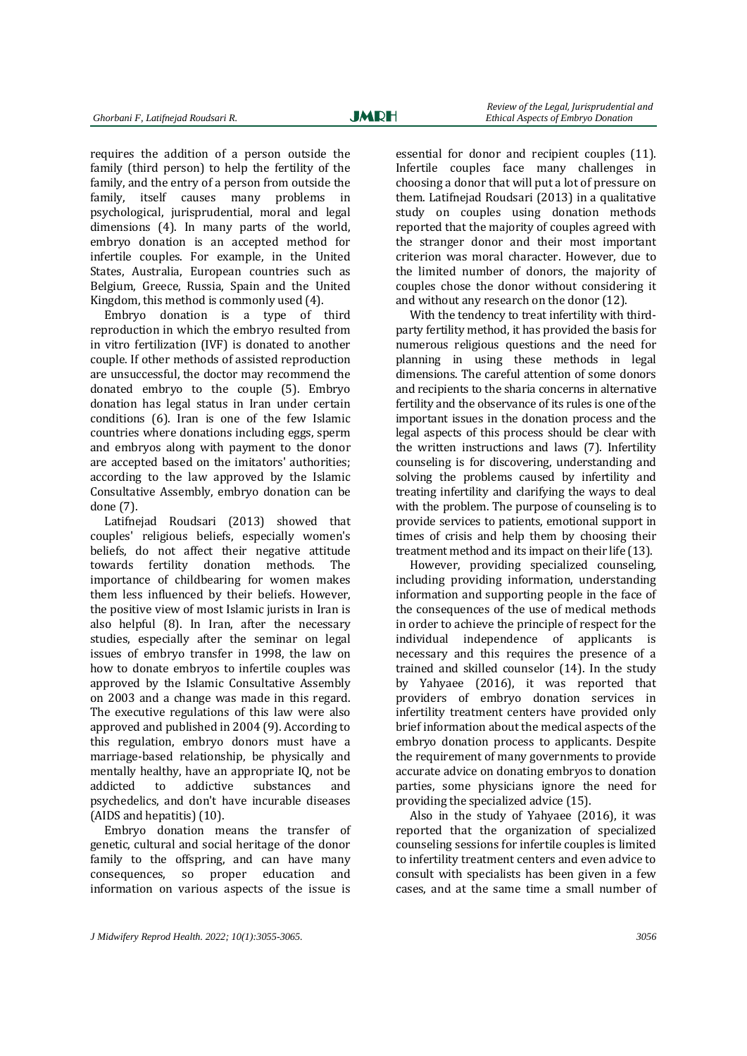requires the addition of a person outside the family (third person) to help the fertility of the family, and the entry of a person from outside the family, itself causes many problems in psychological, jurisprudential, moral and legal dimensions (4). In many parts of the world, embryo donation is an accepted method for infertile couples. For example, in the United States, Australia, European countries such as Belgium, Greece, Russia, Spain and the United Kingdom, this method is commonly used (4).

Embryo donation is a type of third reproduction in which the embryo resulted from in vitro fertilization (IVF) is donated to another couple. If other methods of assisted reproduction are unsuccessful, the doctor may recommend the donated embryo to the couple (5). Embryo donation has legal status in Iran under certain conditions (6). Iran is one of the few Islamic countries where donations including eggs, sperm and embryos along with payment to the donor are accepted based on the imitators' authorities; according to the law approved by the Islamic Consultative Assembly, embryo donation can be done (7).

Latifnejad Roudsari (2013) showed that couples' religious beliefs, especially women's beliefs, do not affect their negative attitude towards fertility donation methods. The importance of childbearing for women makes them less influenced by their beliefs. However, the positive view of most Islamic jurists in Iran is also helpful (8). In Iran, after the necessary studies, especially after the seminar on legal issues of embryo transfer in 1998, the law on how to donate embryos to infertile couples was approved by the Islamic Consultative Assembly on 2003 and a change was made in this regard. The executive regulations of this law were also approved and published in 2004 (9). According to this regulation, embryo donors must have a marriage-based relationship, be physically and mentally healthy, have an appropriate IQ, not be addicted to addictive substances and psychedelics, and don't have incurable diseases (AIDS and hepatitis) (10).

Embryo donation means the transfer of genetic, cultural and social heritage of the donor family to the offspring, and can have many consequences, so proper education and information on various aspects of the issue is essential for donor and recipient couples (11). Infertile couples face many challenges in choosing a donor that will put a lot of pressure on them. Latifnejad Roudsari (2013) in a qualitative study on couples using donation methods reported that the majority of couples agreed with the stranger donor and their most important criterion was moral character. However, due to the limited number of donors, the majority of couples chose the donor without considering it and without any research on the donor (12).

With the tendency to treat infertility with third-party fertility method, it has provided the basis for numerous religious questions and the need for planning in using these methods in legal dimensions. The careful attention of some donors and recipients to the sharia concerns in alternative fertility and the observance of its rules is one of the important issues in the donation process and the legal aspects of this process should be clear with the written instructions and laws (7). Infertility counseling is for discovering, understanding and solving the problems caused by infertility and treating infertility and clarifying the ways to deal with the problem. The purpose of counseling is to provide services to patients, emotional support in times of crisis and help them by choosing their treatment method and its impact on their life (13).

However, providing specialized counseling, including providing information, understanding information and supporting people in the face of the consequences of the use of medical methods in order to achieve the principle of respect for the individual independence of applicants is necessary and this requires the presence of a trained and skilled counselor (14). In the study by Yahyaee (2016), it was reported that providers of embryo donation services in infertility treatment centers have provided only brief information about the medical aspects of the embryo donation process to applicants. Despite the requirement of many governments to provide accurate advice on donating embryos to donation parties, some physicians ignore the need for providing the specialized advice (15).

Also in the study of Yahyaee (2016), it was reported that the organization of specialized counseling sessions for infertile couples is limited to infertility treatment centers and even advice to consult with specialists has been given in a few cases, and at the same time a small number of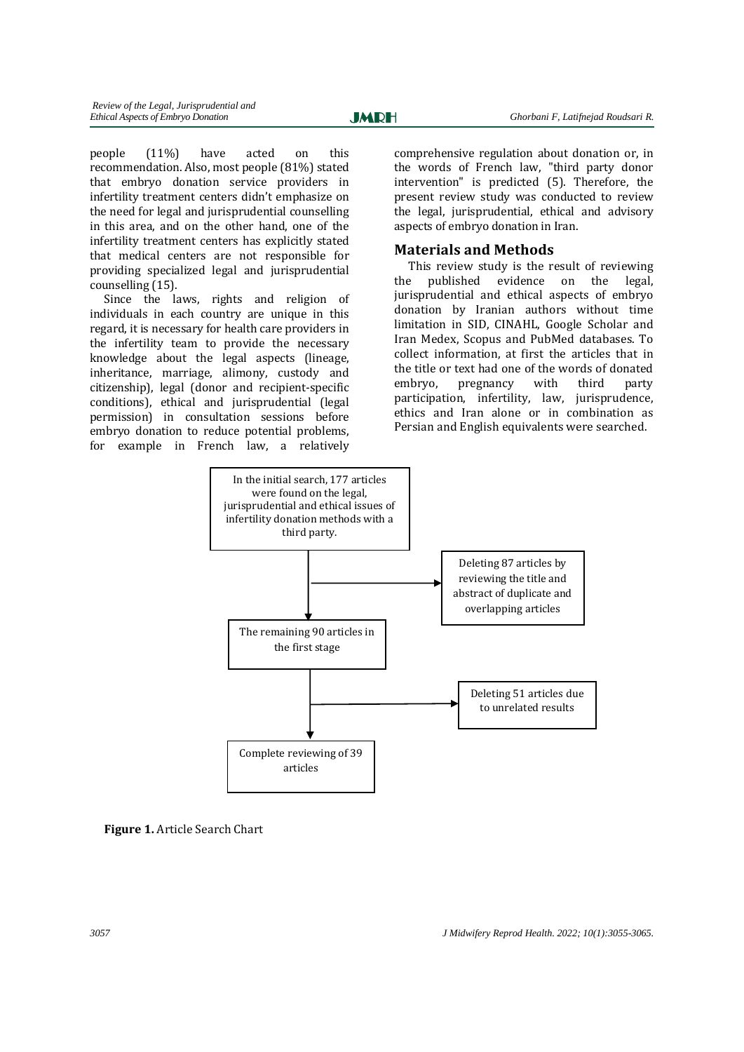people (11%) have acted on this recommendation. Also, most people (81%) stated that embryo donation service providers in infertility treatment centers didn't emphasize on the need for legal and jurisprudential counselling in this area, and on the other hand, one of the infertility treatment centers has explicitly stated that medical centers are not responsible for providing specialized legal and jurisprudential counselling (15).

Since the laws, rights and religion of individuals in each country are unique in this regard, it is necessary for health care providers in the infertility team to provide the necessary knowledge about the legal aspects (lineage, inheritance, marriage, alimony, custody and citizenship), legal (donor and recipient-specific conditions), ethical and jurisprudential (legal permission) in consultation sessions before embryo donation to reduce potential problems, for example in French law, a relatively comprehensive regulation about donation or, in the words of French law, "third party donor intervention" is predicted (5). Therefore, the present review study was conducted to review the legal, jurisprudential, ethical and advisory aspects of embryo donation in Iran.

## Materials and Methods

This review study is the result of reviewing the published evidence on the legal, jurisprudential and ethical aspects of embryo donation by Iranian authors without time limitation in SID, CINAHL, Google Scholar and Iran Medex, Scopus and PubMed databases. To collect information, at first the articles that in the title or text had one of the words of donated embryo, pregnancy with third party participation, infertility, law, jurisprudence, ethics and Iran alone or in combination as Persian and English equivalents were searched.

In the initial search, 177 articles were found on the legal, jurisprudential and ethical issues of infertility donation methods with a third party.

→ Deleting 87 articles by reviewing the title and abstract of duplicate and overlapping articles

The remaining 90 articles in the first stage

→ Deleting 51 articles due to unrelated results

Complete reviewing of 39 articles

**Figure 1.** Article Search Chart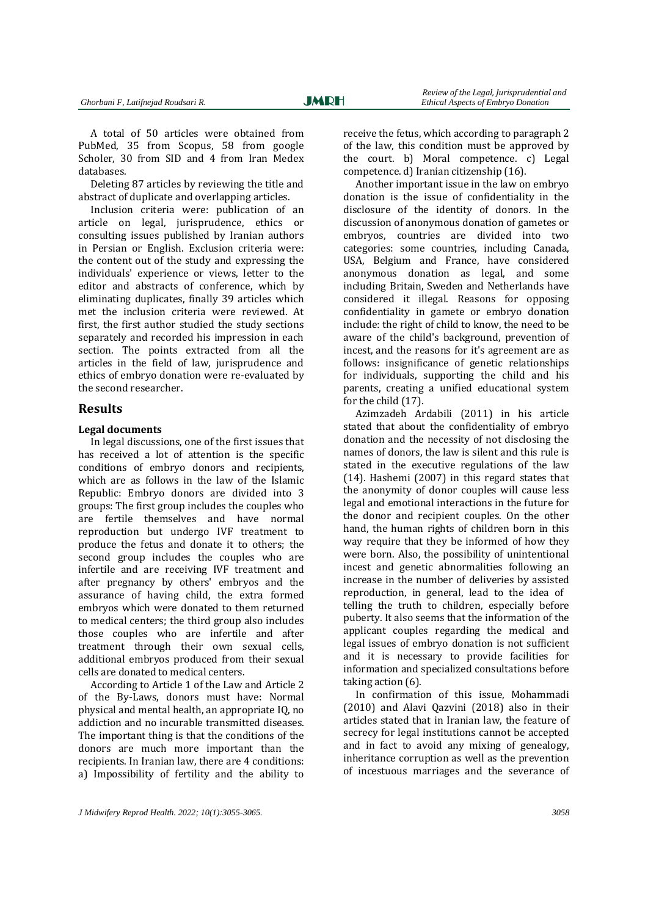A total of 50 articles were obtained from PubMed, 35 from Scopus, 58 from google Scholer, 30 from SID and 4 from Iran Medex databases.

Deleting 87 articles by reviewing the title and abstract of duplicate and overlapping articles.

Inclusion criteria were: publication of an article on legal, jurisprudence, ethics or consulting issues published by Iranian authors in Persian or English. Exclusion criteria were: the content out of the study and expressing the individuals' experience or views, letter to the editor and abstracts of conference, which by eliminating duplicates, finally 39 articles which met the inclusion criteria were reviewed. At first, the first author studied the study sections separately and recorded his impression in each section. The points extracted from all the articles in the field of law, jurisprudence and ethics of embryo donation were re-evaluated by the second researcher.

## Results

### Legal documents

In legal discussions, one of the first issues that has received a lot of attention is the specific conditions of embryo donors and recipients, which are as follows in the law of the Islamic Republic: Embryo donors are divided into 3 groups: The first group includes the couples who are fertile themselves and have normal reproduction but undergo IVF treatment to produce the fetus and donate it to others; the second group includes the couples who are infertile and are receiving IVF treatment and after pregnancy by others' embryos and the assurance of having child, the extra formed embryos which were donated to them returned to medical centers; the third group also includes those couples who are infertile and after treatment through their own sexual cells, additional embryos produced from their sexual cells are donated to medical centers.

According to Article 1 of the Law and Article 2 of the By-Laws, donors must have: Normal physical and mental health, an appropriate IQ, no addiction and no incurable transmitted diseases. The important thing is that the conditions of the donors are much more important than the recipients. In Iranian law, there are 4 conditions: a) Impossibility of fertility and the ability to receive the fetus, which according to paragraph 2 of the law, this condition must be approved by the court. b) Moral competence. c) Legal competence. d) Iranian citizenship (16).

Another important issue in the law on embryo donation is the issue of confidentiality in the disclosure of the identity of donors. In the discussion of anonymous donation of gametes or embryos, countries are divided into two categories: some countries, including Canada, USA, Belgium and France, have considered anonymous donation as legal, and some including Britain, Sweden and Netherlands have considered it illegal. Reasons for opposing confidentiality in gamete or embryo donation include: the right of child to know, the need to be aware of the child's background, prevention of incest, and the reasons for it's agreement are as follows: insignificance of genetic relationships for individuals, supporting the child and his parents, creating a unified educational system for the child (17).

Azimzadeh Ardabili (2011) in his article stated that about the confidentiality of embryo donation and the necessity of not disclosing the names of donors, the law is silent and this rule is stated in the executive regulations of the law (14). Hashemi (2007) in this regard states that the anonymity of donor couples will cause less legal and emotional interactions in the future for the donor and recipient couples. On the other hand, the human rights of children born in this way require that they be informed of how they were born. Also, the possibility of unintentional incest and genetic abnormalities following an increase in the number of deliveries by assisted reproduction, in general, lead to the idea of telling the truth to children, especially before puberty. It also seems that the information of the applicant couples regarding the medical and legal issues of embryo donation is not sufficient and it is necessary to provide facilities for information and specialized consultations before taking action (6).

In confirmation of this issue, Mohammadi (2010) and Alavi Qazvini (2018) also in their articles stated that in Iranian law, the feature of secrecy for legal institutions cannot be accepted and in fact to avoid any mixing of genealogy, inheritance corruption as well as the prevention of incestuous marriages and the severance of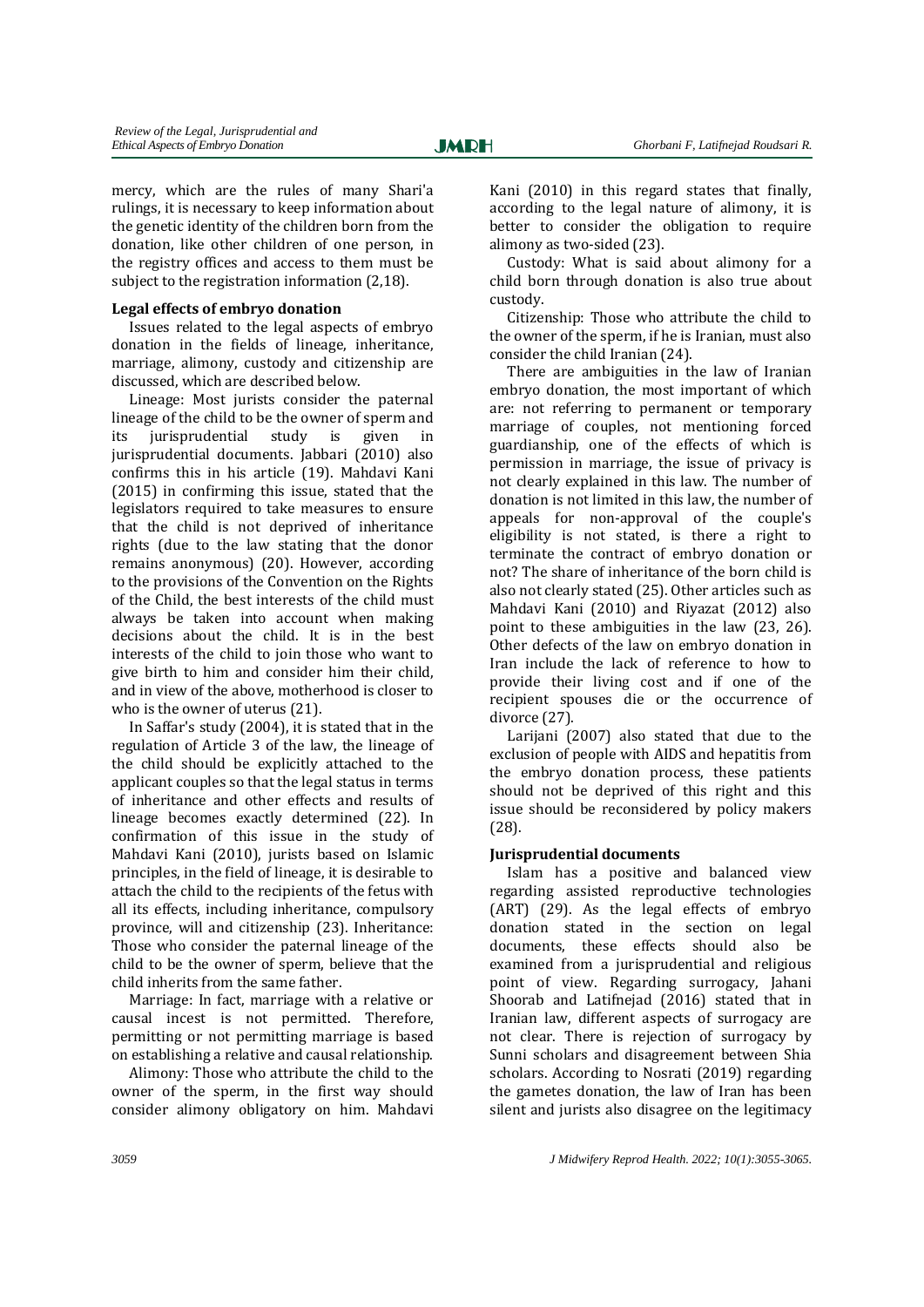mercy, which are the rules of many Shari'a rulings, it is necessary to keep information about the genetic identity of the children born from the donation, like other children of one person, in the registry offices and access to them must be subject to the registration information (2,18).

**Legal effects of embryo donation**

Issues related to the legal aspects of embryo donation in the fields of lineage, inheritance, marriage, alimony, custody and citizenship are discussed, which are described below.

Lineage: Most jurists consider the paternal lineage of the child to be the owner of sperm and its jurisprudential study is given in jurisprudential documents. Jabbari (2010) also confirms this in his article (19). Mahdavi Kani (2015) in confirming this issue, stated that the legislators required to take measures to ensure that the child is not deprived of inheritance rights (due to the law stating that the donor remains anonymous) (20). However, according to the provisions of the Convention on the Rights of the Child, the best interests of the child must always be taken into account when making decisions about the child. It is in the best interests of the child to join those who want to give birth to him and consider him their child, and in view of the above, motherhood is closer to who is the owner of uterus (21).

In Saffar's study (2004), it is stated that in the regulation of Article 3 of the law, the lineage of the child should be explicitly attached to the applicant couples so that the legal status in terms of inheritance and other effects and results of lineage becomes exactly determined (22). In confirmation of this issue in the study of Mahdavi Kani (2010), jurists based on Islamic principles, in the field of lineage, it is desirable to attach the child to the recipients of the fetus with all its effects, including inheritance, compulsory province, will and citizenship (23). Inheritance: Those who consider the paternal lineage of the child to be the owner of sperm, believe that the child inherits from the same father.

Marriage: In fact, marriage with a relative or causal incest is not permitted. Therefore, permitting or not permitting marriage is based on establishing a relative and causal relationship.

Alimony: Those who attribute the child to the owner of the sperm, in the first way should consider alimony obligatory on him. Mahdavi Kani (2010) in this regard states that finally, according to the legal nature of alimony, it is better to consider the obligation to require alimony as two-sided (23).

Custody: What is said about alimony for a child born through donation is also true about custody.

Citizenship: Those who attribute the child to the owner of the sperm, if he is Iranian, must also consider the child Iranian (24).

There are ambiguities in the law of Iranian embryo donation, the most important of which are: not referring to permanent or temporary marriage of couples, not mentioning forced guardianship, one of the effects of which is permission in marriage, the issue of privacy is not clearly explained in this law. The number of donation is not limited in this law, the number of appeals for non-approval of the couple's eligibility is not stated, is there a right to terminate the contract of embryo donation or not? The share of inheritance of the born child is also not clearly stated (25). Other articles such as Mahdavi Kani (2010) and Riyazat (2012) also point to these ambiguities in the law (23, 26). Other defects of the law on embryo donation in Iran include the lack of reference to how to provide their living cost and if one of the recipient spouses die or the occurrence of divorce (27).

Larijani (2007) also stated that due to the exclusion of people with AIDS and hepatitis from the embryo donation process, these patients should not be deprived of this right and this issue should be reconsidered by policy makers (28).

**Jurisprudential documents**

Islam has a positive and balanced view regarding assisted reproductive technologies (ART) (29). As the legal effects of embryo donation stated in the section on legal documents, these effects should also be examined from a jurisprudential and religious point of view. Regarding surrogacy, Jahani Shoorab and Latifnejad (2016) stated that in Iranian law, different aspects of surrogacy are not clear. There is rejection of surrogacy by Sunni scholars and disagreement between Shia scholars. According to Nosrati (2019) regarding the gametes donation, the law of Iran has been silent and jurists also disagree on the legitimacy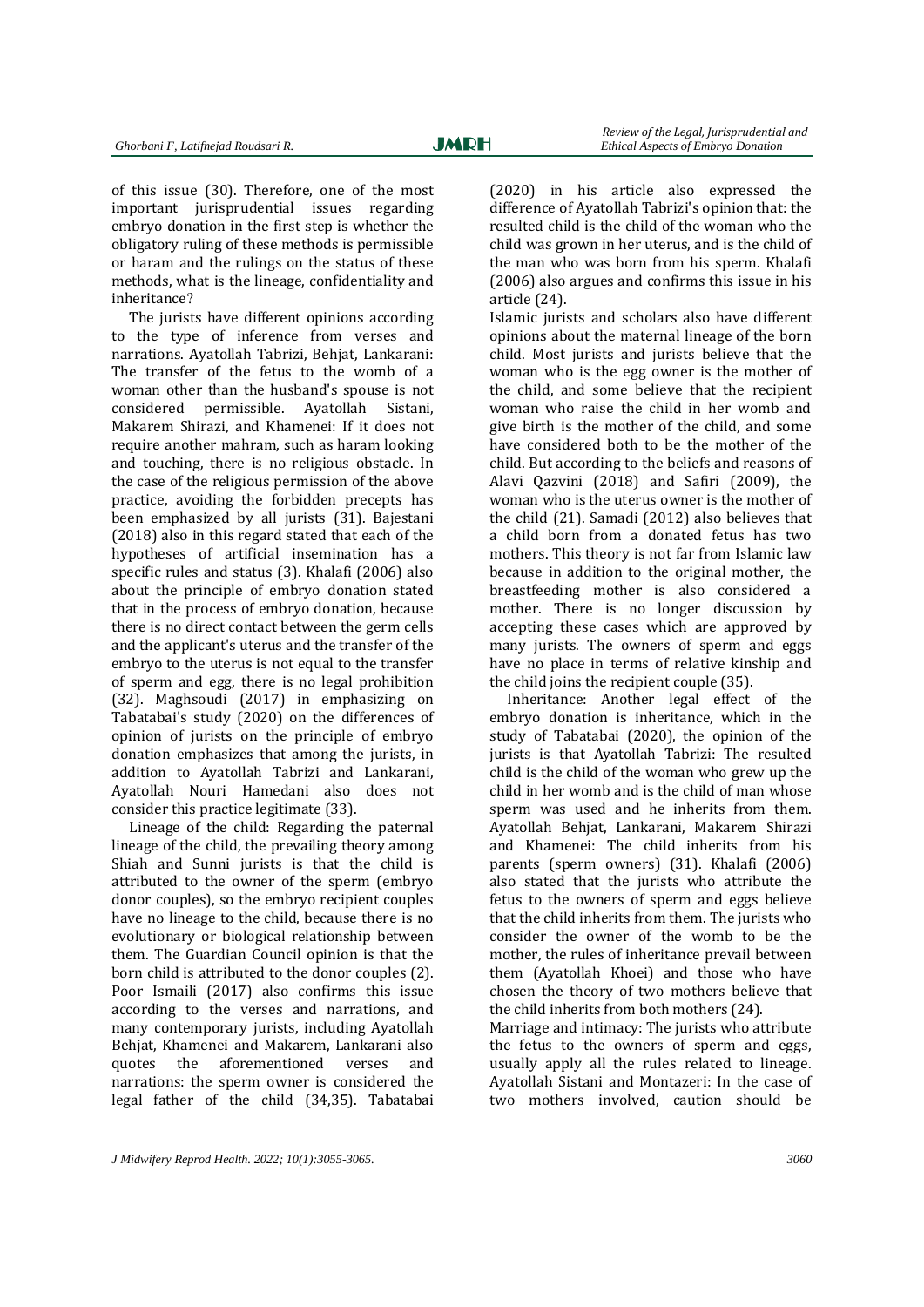of this issue (30). Therefore, one of the most important jurisprudential issues regarding embryo donation in the first step is whether the obligatory ruling of these methods is permissible or haram and the rulings on the status of these methods, what is the lineage, confidentiality and inheritance?

The jurists have different opinions according to the type of inference from verses and narrations. Ayatollah Tabrizi, Behjat, Lankarani: The transfer of the fetus to the womb of a woman other than the husband's spouse is not considered permissible. Ayatollah Sistani, Makarem Shirazi, and Khamenei: If it does not require another mahram, such as haram looking and touching, there is no religious obstacle. In the case of the religious permission of the above practice, avoiding the forbidden precepts has been emphasized by all jurists (31). Bajestani (2018) also in this regard stated that each of the hypotheses of artificial insemination has a specific rules and status (3). Khalafi (2006) also about the principle of embryo donation stated that in the process of embryo donation, because there is no direct contact between the germ cells and the applicant's uterus and the transfer of the embryo to the uterus is not equal to the transfer of sperm and egg, there is no legal prohibition (32). Maghsoudi (2017) in emphasizing on Tabatabai's study (2020) on the differences of opinion of jurists on the principle of embryo donation emphasizes that among the jurists, in addition to Ayatollah Tabrizi and Lankarani, Ayatollah Nouri Hamedani also does not consider this practice legitimate (33).

Lineage of the child: Regarding the paternal lineage of the child, the prevailing theory among Shiah and Sunni jurists is that the child is attributed to the owner of the sperm (embryo donor couples), so the embryo recipient couples have no lineage to the child, because there is no evolutionary or biological relationship between them. The Guardian Council opinion is that the born child is attributed to the donor couples (2). Poor Ismaili (2017) also confirms this issue according to the verses and narrations, and many contemporary jurists, including Ayatollah Behjat, Khamenei and Makarem, Lankarani also quotes the aforementioned verses and narrations: the sperm owner is considered the legal father of the child (34,35). Tabatabai (2020) in his article also expressed the difference of Ayatollah Tabrizi's opinion that: the resulted child is the child of the woman who the child was grown in her uterus, and is the child of the man who was born from his sperm. Khalafi (2006) also argues and confirms this issue in his article (24).

Islamic jurists and scholars also have different opinions about the maternal lineage of the born child. Most jurists and jurists believe that the woman who is the egg owner is the mother of the child, and some believe that the recipient woman who raise the child in her womb and give birth is the mother of the child, and some have considered both to be the mother of the child. But according to the beliefs and reasons of Alavi Qazvini (2018) and Safiri (2009), the woman who is the uterus owner is the mother of the child (21). Samadi (2012) also believes that a child born from a donated fetus has two mothers. This theory is not far from Islamic law because in addition to the original mother, the breastfeeding mother is also considered a mother. There is no longer discussion by accepting these cases which are approved by many jurists. The owners of sperm and eggs have no place in terms of relative kinship and the child joins the recipient couple (35).

Inheritance: Another legal effect of the embryo donation is inheritance, which in the study of Tabatabai (2020), the opinion of the jurists is that Ayatollah Tabrizi: The resulted child is the child of the woman who grew up the child in her womb and is the child of man whose sperm was used and he inherits from them. Ayatollah Behjat, Lankarani, Makarem Shirazi and Khamenei: The child inherits from his parents (sperm owners) (31). Khalafi (2006) also stated that the jurists who attribute the fetus to the owners of sperm and eggs believe that the child inherits from them. The jurists who consider the owner of the womb to be the mother, the rules of inheritance prevail between them (Ayatollah Khoei) and those who have chosen the theory of two mothers believe that the child inherits from both mothers (24).

Marriage and intimacy: The jurists who attribute the fetus to the owners of sperm and eggs, usually apply all the rules related to lineage. Ayatollah Sistani and Montazeri: In the case of two mothers involved, caution should be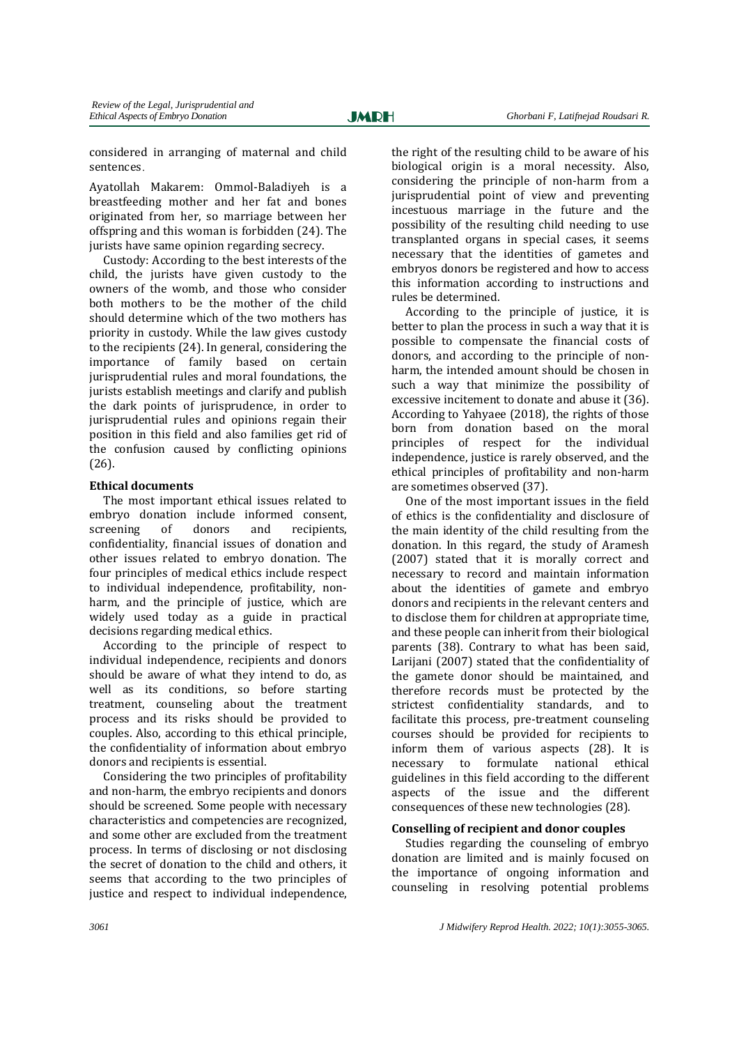considered in arranging of maternal and child sentences.

Ayatollah Makarem: Ommol-Baladiyeh is a breastfeeding mother and her fat and bones originated from her, so marriage between her offspring and this woman is forbidden (24). The jurists have same opinion regarding secrecy.

Custody: According to the best interests of the child, the jurists have given custody to the owners of the womb, and those who consider both mothers to be the mother of the child should determine which of the two mothers has priority in custody. While the law gives custody to the recipients (24). In general, considering the importance of family based on certain jurisprudential rules and moral foundations, the jurists establish meetings and clarify and publish the dark points of jurisprudence, in order to jurisprudential rules and opinions regain their position in this field and also families get rid of the confusion caused by conflicting opinions (26).

**Ethical documents**

The most important ethical issues related to embryo donation include informed consent, screening of donors and recipients, confidentiality, financial issues of donation and other issues related to embryo donation. The four principles of medical ethics include respect to individual independence, profitability, non-harm, and the principle of justice, which are widely used today as a guide in practical decisions regarding medical ethics.

According to the principle of respect to individual independence, recipients and donors should be aware of what they intend to do, as well as its conditions, so before starting treatment, counseling about the treatment process and its risks should be provided to couples. Also, according to this ethical principle, the confidentiality of information about embryo donors and recipients is essential.

Considering the two principles of profitability and non-harm, the embryo recipients and donors should be screened. Some people with necessary characteristics and competencies are recognized, and some other are excluded from the treatment process. In terms of disclosing or not disclosing the secret of donation to the child and others, it seems that according to the two principles of justice and respect to individual independence, the right of the resulting child to be aware of his biological origin is a moral necessity. Also, considering the principle of non-harm from a jurisprudential point of view and preventing incestuous marriage in the future and the possibility of the resulting child needing to use transplanted organs in special cases, it seems necessary that the identities of gametes and embryos donors be registered and how to access this information according to instructions and rules be determined.

According to the principle of justice, it is better to plan the process in such a way that it is possible to compensate the financial costs of donors, and according to the principle of non-harm, the intended amount should be chosen in such a way that minimize the possibility of excessive incitement to donate and abuse it (36). According to Yahyaee (2018), the rights of those born from donation based on the moral principles of respect for the individual independence, justice is rarely observed, and the ethical principles of profitability and non-harm are sometimes observed (37).

One of the most important issues in the field of ethics is the confidentiality and disclosure of the main identity of the child resulting from the donation. In this regard, the study of Aramesh (2007) stated that it is morally correct and necessary to record and maintain information about the identities of gamete and embryo donors and recipients in the relevant centers and to disclose them for children at appropriate time, and these people can inherit from their biological parents (38). Contrary to what has been said, Larijani (2007) stated that the confidentiality of the gamete donor should be maintained, and therefore records must be protected by the strictest confidentiality standards, and to facilitate this process, pre-treatment counseling courses should be provided for recipients to inform them of various aspects (28). It is necessary to formulate national ethical guidelines in this field according to the different aspects of the issue and the different consequences of these new technologies (28).

**Conselling of recipient and donor couples**

Studies regarding the counseling of embryo donation are limited and is mainly focused on the importance of ongoing information and counseling in resolving potential problems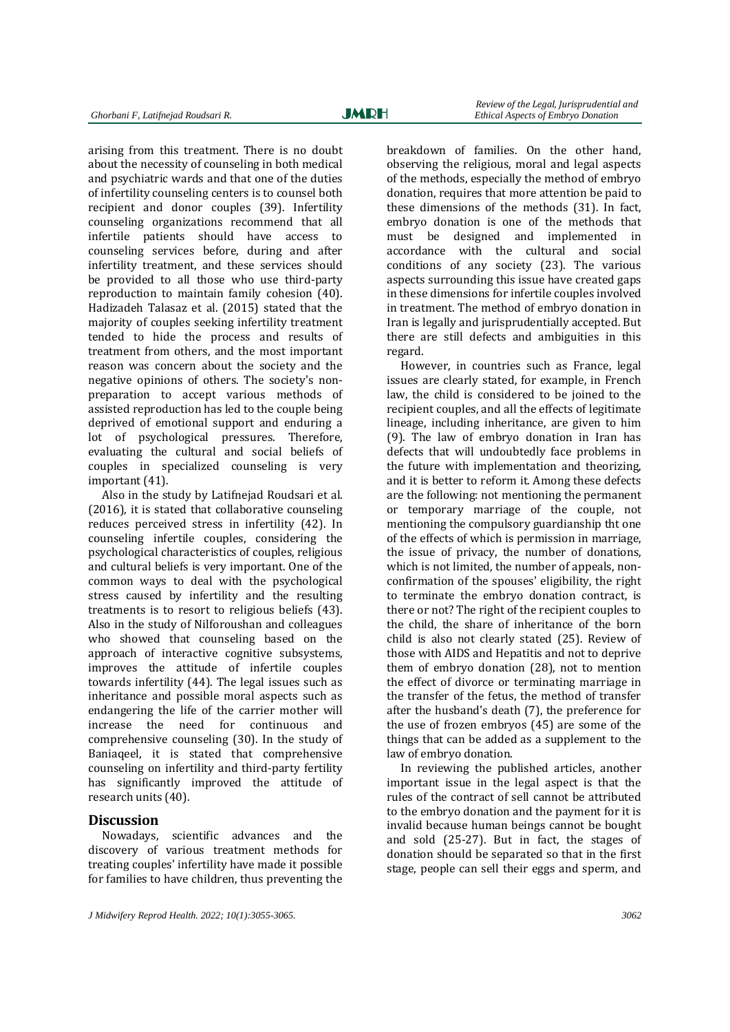arising from this treatment. There is no doubt about the necessity of counseling in both medical and psychiatric wards and that one of the duties of infertility counseling centers is to counsel both recipient and donor couples (39). Infertility counseling organizations recommend that all infertile patients should have access to counseling services before, during and after infertility treatment, and these services should be provided to all those who use third-party reproduction to maintain family cohesion (40). Hadizadeh Talasaz et al. (2015) stated that the majority of couples seeking infertility treatment tended to hide the process and results of treatment from others, and the most important reason was concern about the society and the negative opinions of others. The society's non-preparation to accept various methods of assisted reproduction has led to the couple being deprived of emotional support and enduring a lot of psychological pressures. Therefore, evaluating the cultural and social beliefs of couples in specialized counseling is very important (41).

Also in the study by Latifnejad Roudsari et al. (2016), it is stated that collaborative counseling reduces perceived stress in infertility (42). In counseling infertile couples, considering the psychological characteristics of couples, religious and cultural beliefs is very important. One of the common ways to deal with the psychological stress caused by infertility and the resulting treatments is to resort to religious beliefs (43). Also in the study of Nilforoushan and colleagues who showed that counseling based on the approach of interactive cognitive subsystems, improves the attitude of infertile couples towards infertility (44). The legal issues such as inheritance and possible moral aspects such as endangering the life of the carrier mother will increase the need for continuous and comprehensive counseling (30). In the study of Baniaqeel, it is stated that comprehensive counseling on infertility and third-party fertility has significantly improved the attitude of research units (40).

## Discussion

Nowadays, scientific advances and the discovery of various treatment methods for treating couples' infertility have made it possible for families to have children, thus preventing the breakdown of families. On the other hand, observing the religious, moral and legal aspects of the methods, especially the method of embryo donation, requires that more attention be paid to these dimensions of the methods (31). In fact, embryo donation is one of the methods that must be designed and implemented in accordance with the cultural and social conditions of any society (23). The various aspects surrounding this issue have created gaps in these dimensions for infertile couples involved in treatment. The method of embryo donation in Iran is legally and jurisprudentially accepted. But there are still defects and ambiguities in this regard.

However, in countries such as France, legal issues are clearly stated, for example, in French law, the child is considered to be joined to the recipient couples, and all the effects of legitimate lineage, including inheritance, are given to him (9). The law of embryo donation in Iran has defects that will undoubtedly face problems in the future with implementation and theorizing, and it is better to reform it. Among these defects are the following: not mentioning the permanent or temporary marriage of the couple, not mentioning the compulsory guardianship tht one of the effects of which is permission in marriage, the issue of privacy, the number of donations, which is not limited, the number of appeals, non-confirmation of the spouses' eligibility, the right to terminate the embryo donation contract, is there or not? The right of the recipient couples to the child, the share of inheritance of the born child is also not clearly stated (25). Review of those with AIDS and Hepatitis and not to deprive them of embryo donation (28), not to mention the effect of divorce or terminating marriage in the transfer of the fetus, the method of transfer after the husband's death (7), the preference for the use of frozen embryos (45) are some of the things that can be added as a supplement to the law of embryo donation.

In reviewing the published articles, another important issue in the legal aspect is that the rules of the contract of sell cannot be attributed to the embryo donation and the payment for it is invalid because human beings cannot be bought and sold (25-27). But in fact, the stages of donation should be separated so that in the first stage, people can sell their eggs and sperm, and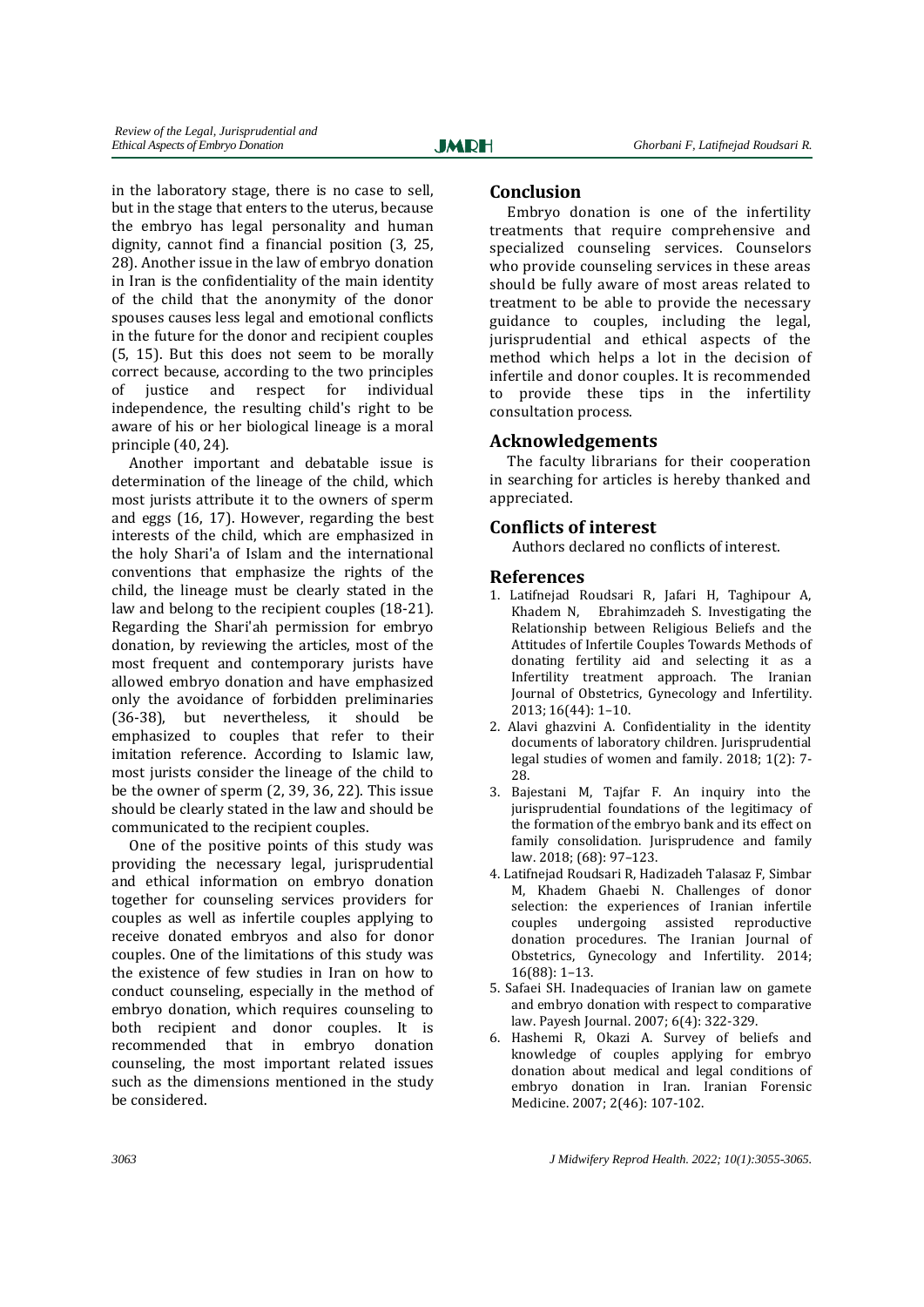in the laboratory stage, there is no case to sell, but in the stage that enters to the uterus, because the embryo has legal personality and human dignity, cannot find a financial position (3, 25, 28). Another issue in the law of embryo donation in Iran is the confidentiality of the main identity of the child that the anonymity of the donor spouses causes less legal and emotional conflicts in the future for the donor and recipient couples (5, 15). But this does not seem to be morally correct because, according to the two principles of justice and respect for individual independence, the resulting child's right to be aware of his or her biological lineage is a moral principle (40, 24).

Another important and debatable issue is determination of the lineage of the child, which most jurists attribute it to the owners of sperm and eggs (16, 17). However, regarding the best interests of the child, which are emphasized in the holy Shari'a of Islam and the international conventions that emphasize the rights of the child, the lineage must be clearly stated in the law and belong to the recipient couples (18-21). Regarding the Shari'ah permission for embryo donation, by reviewing the articles, most of the most frequent and contemporary jurists have allowed embryo donation and have emphasized only the avoidance of forbidden preliminaries (36-38), but nevertheless, it should be emphasized to couples that refer to their imitation reference. According to Islamic law, most jurists consider the lineage of the child to be the owner of sperm (2, 39, 36, 22). This issue should be clearly stated in the law and should be communicated to the recipient couples.

One of the positive points of this study was providing the necessary legal, jurisprudential and ethical information on embryo donation together for counseling services providers for couples as well as infertile couples applying to receive donated embryos and also for donor couples. One of the limitations of this study was the existence of few studies in Iran on how to conduct counseling, especially in the method of embryo donation, which requires counseling to both recipient and donor couples. It is recommended that in embryo donation counseling, the most important related issues such as the dimensions mentioned in the study be considered.

## Conclusion

Embryo donation is one of the infertility treatments that require comprehensive and specialized counseling services. Counselors who provide counseling services in these areas should be fully aware of most areas related to treatment to be able to provide the necessary guidance to couples, including the legal, jurisprudential and ethical aspects of the method which helps a lot in the decision of infertile and donor couples. It is recommended to provide these tips in the infertility consultation process.

## Acknowledgements

The faculty librarians for their cooperation in searching for articles is hereby thanked and appreciated.

## Conflicts of interest

Authors declared no conflicts of interest.

## References

1. Latifnejad Roudsari R, Jafari H, Taghipour A, Khadem N, Ebrahimzadeh S. Investigating the Relationship between Religious Beliefs and the Attitudes of Infertile Couples Towards Methods of donating fertility aid and selecting it as a Infertility treatment approach. The Iranian Journal of Obstetrics, Gynecology and Infertility. 2013; 16(44): 1–10.
2. Alavi ghazvini A. Confidentiality in the identity documents of laboratory children. Jurisprudential legal studies of women and family. 2018; 1(2): 7-28.
3. Bajestani M, Tajfar F. An inquiry into the jurisprudential foundations of the legitimacy of the formation of the embryo bank and its effect on family consolidation. Jurisprudence and family law. 2018; (68): 97–123.
4. Latifnejad Roudsari R, Hadizadeh Talasaz F, Simbar M, Khadem Ghaebi N. Challenges of donor selection: the experiences of Iranian infertile couples undergoing assisted reproductive donation procedures. The Iranian Journal of Obstetrics, Gynecology and Infertility. 2014; 16(88): 1–13.
5. Safaei SH. Inadequacies of Iranian law on gamete and embryo donation with respect to comparative law. Payesh Journal. 2007; 6(4): 322-329.
6. Hashemi R, Okazi A. Survey of beliefs and knowledge of couples applying for embryo donation about medical and legal conditions of embryo donation in Iran. Iranian Forensic Medicine. 2007; 2(46): 107-102.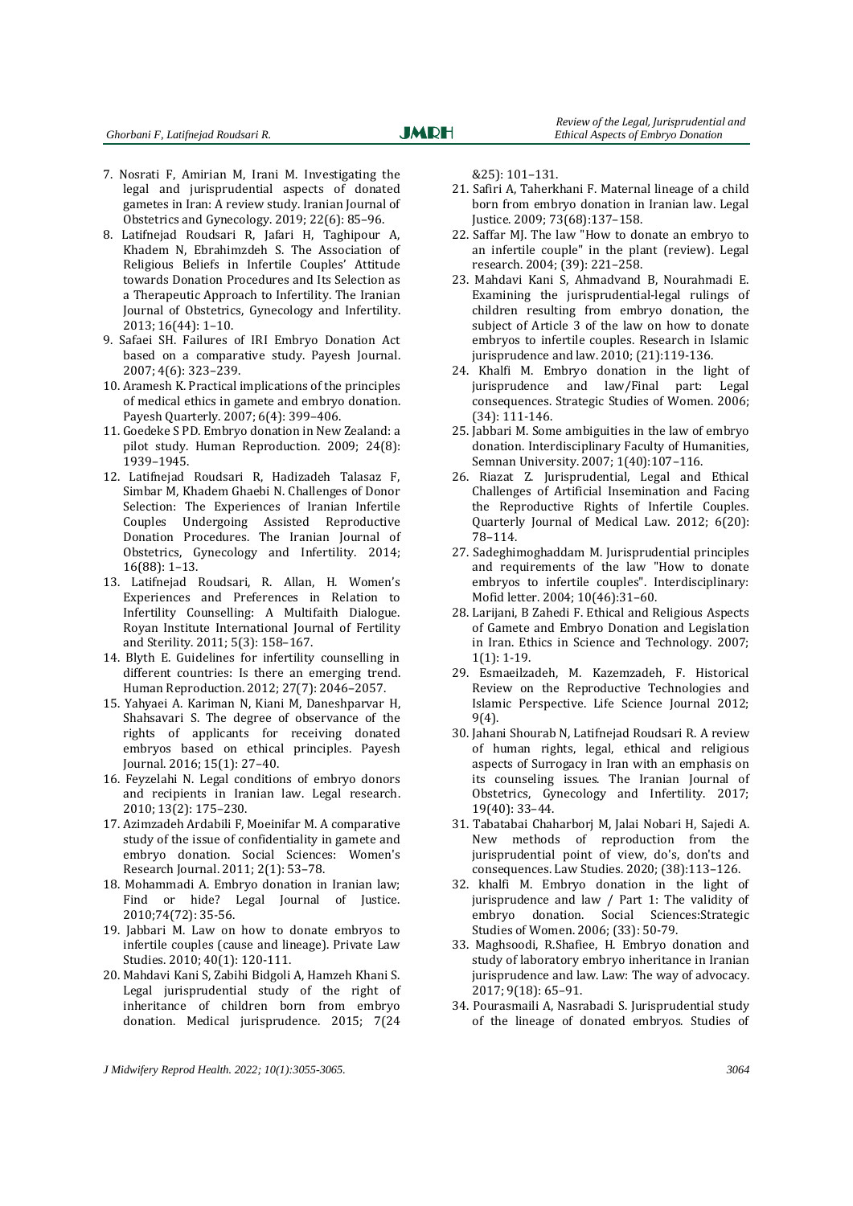7. Nosrati F, Amirian M, Irani M. Investigating the legal and jurisprudential aspects of donated gametes in Iran: A review study. Iranian Journal of Obstetrics and Gynecology. 2019; 22(6): 85–96.
8. Latifnejad Roudsari R, Jafari H, Taghipour A, Khadem N, Ebrahimzdeh S. The Association of Religious Beliefs in Infertile Couples' Attitude towards Donation Procedures and Its Selection as a Therapeutic Approach to Infertility. The Iranian Journal of Obstetrics, Gynecology and Infertility. 2013; 16(44): 1–10.
9. Safaei SH. Failures of IRI Embryo Donation Act based on a comparative study. Payesh Journal. 2007; 4(6): 323–239.
10. Aramesh K. Practical implications of the principles of medical ethics in gamete and embryo donation. Payesh Quarterly. 2007; 6(4): 399–406.
11. Goedeke S PD. Embryo donation in New Zealand: a pilot study. Human Reproduction. 2009; 24(8): 1939–1945.
12. Latifnejad Roudsari R, Hadizadeh Talasaz F, Simbar M, Khadem Ghaebi N. Challenges of Donor Selection: The Experiences of Iranian Infertile Couples Undergoing Assisted Reproductive Donation Procedures. The Iranian Journal of Obstetrics, Gynecology and Infertility. 2014; 16(88): 1–13.
13. Latifnejad Roudsari, R. Allan, H. Women's Experiences and Preferences in Relation to Infertility Counselling: A Multifaith Dialogue. Royan Institute International Journal of Fertility and Sterility. 2011; 5(3): 158–167.
14. Blyth E. Guidelines for infertility counselling in different countries: Is there an emerging trend. Human Reproduction. 2012; 27(7): 2046–2057.
15. Yahyaei A. Kariman N, Kiani M, Daneshparvar H, Shahsavari S. The degree of observance of the rights of applicants for receiving donated embryos based on ethical principles. Payesh Journal. 2016; 15(1): 27–40.
16. Feyzelahi N. Legal conditions of embryo donors and recipients in Iranian law. Legal research. 2010; 13(2): 175–230.
17. Azimzadeh Ardabili F, Moeinifar M. A comparative study of the issue of confidentiality in gamete and embryo donation. Social Sciences: Women's Research Journal. 2011; 2(1): 53–78.
18. Mohammadi A. Embryo donation in Iranian law; Find or hide? Legal Journal of Justice. 2010;74(72): 35-56.
19. Jabbari M. Law on how to donate embryos to infertile couples (cause and lineage). Private Law Studies. 2010; 40(1): 120-111.
20. Mahdavi Kani S, Zabihi Bidgoli A, Hamzeh Khani S. Legal jurisprudential study of the right of inheritance of children born from embryo donation. Medical jurisprudence. 2015; 7(24 &25): 101–131.
21. Safiri A, Taherkhani F. Maternal lineage of a child born from embryo donation in Iranian law. Legal Justice. 2009; 73(68):137–158.
22. Saffar MJ. The law "How to donate an embryo to an infertile couple" in the plant (review). Legal research. 2004; (39): 221–258.
23. Mahdavi Kani S, Ahmadvand B, Nourahmadi E. Examining the jurisprudential-legal rulings of children resulting from embryo donation, the subject of Article 3 of the law on how to donate embryos to infertile couples. Research in Islamic jurisprudence and law. 2010; (21):119-136.
24. Khalfi M. Embryo donation in the light of jurisprudence and law/Final part: Legal consequences. Strategic Studies of Women. 2006; (34): 111-146.
25. Jabbari M. Some ambiguities in the law of embryo donation. Interdisciplinary Faculty of Humanities, Semnan University. 2007; 1(40):107–116.
26. Riazat Z. Jurisprudential, Legal and Ethical Challenges of Artificial Insemination and Facing the Reproductive Rights of Infertile Couples. Quarterly Journal of Medical Law. 2012; 6(20): 78–114.
27. Sadeghimoghaddam M. Jurisprudential principles and requirements of the law "How to donate embryos to infertile couples". Interdisciplinary: Mofid letter. 2004; 10(46):31–60.
28. Larijani, B Zahedi F. Ethical and Religious Aspects of Gamete and Embryo Donation and Legislation in Iran. Ethics in Science and Technology. 2007; 1(1): 1-19.
29. Esmaeilzadeh, M. Kazemzadeh, F. Historical Review on the Reproductive Technologies and Islamic Perspective. Life Science Journal 2012; 9(4).
30. Jahani Shourab N, Latifnejad Roudsari R. A review of human rights, legal, ethical and religious aspects of Surrogacy in Iran with an emphasis on its counseling issues. The Iranian Journal of Obstetrics, Gynecology and Infertility. 2017; 19(40): 33–44.
31. Tabatabai Chaharborj M, Jalai Nobari H, Sajedi A. New methods of reproduction from the jurisprudential point of view, do's, don'ts and consequences. Law Studies. 2020; (38):113–126.
32. khalfi M. Embryo donation in the light of jurisprudence and law / Part 1: The validity of embryo donation. Social Sciences:Strategic Studies of Women. 2006; (33): 50-79.
33. Maghsoodi, R.Shafiee, H. Embryo donation and study of laboratory embryo inheritance in Iranian jurisprudence and law. Law: The way of advocacy. 2017; 9(18): 65–91.
34. Pourasmaili A, Nasrabadi S. Jurisprudential study of the lineage of donated embryos. Studies of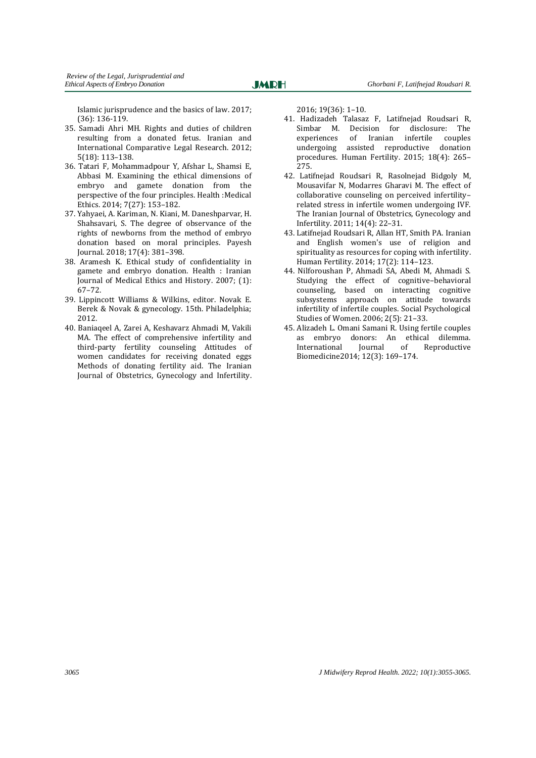Islamic jurisprudence and the basics of law. 2017; (36): 136-119.

35. Samadi Ahri MH. Rights and duties of children resulting from a donated fetus. Iranian and International Comparative Legal Research. 2012; 5(18): 113–138.
36. Tatari F, Mohammadpour Y, Afshar L, Shamsi E, Abbasi M. Examining the ethical dimensions of embryo and gamete donation from the perspective of the four principles. Health :Medical Ethics. 2014; 7(27): 153–182.
37. Yahyaei, A. Kariman, N. Kiani, M. Daneshparvar, H. Shahsavari, S. The degree of observance of the rights of newborns from the method of embryo donation based on moral principles. Payesh Journal. 2018; 17(4): 381–398.
38. Aramesh K. Ethical study of confidentiality in gamete and embryo donation. Health : Iranian Journal of Medical Ethics and History. 2007; (1): 67–72.
39. Lippincott Williams & Wilkins, editor. Novak E. Berek & Novak & gynecology. 15th. Philadelphia; 2012.
40. Baniaqeel A, Zarei A, Keshavarz Ahmadi M, Vakili MA. The effect of comprehensive infertility and third-party fertility counseling Attitudes of women candidates for receiving donated eggs Methods of donating fertility aid. The Iranian Journal of Obstetrics, Gynecology and Infertility. 2016; 19(36): 1–10.
41. Hadizadeh Talasaz F, Latifnejad Roudsari R, Simbar M. Decision for disclosure: The experiences of Iranian infertile couples undergoing assisted reproductive donation procedures. Human Fertility. 2015; 18(4): 265–275.
42. Latifnejad Roudsari R, Rasolnejad Bidgoly M, Mousavifar N, Modarres Gharavi M. The effect of collaborative counseling on perceived infertility–related stress in infertile women undergoing IVF. The Iranian Journal of Obstetrics, Gynecology and Infertility. 2011; 14(4): 22–31.
43. Latifnejad Roudsari R, Allan HT, Smith PA. Iranian and English women's use of religion and spirituality as resources for coping with infertility. Human Fertility. 2014; 17(2): 114–123.
44. Nilforoushan P, Ahmadi SA, Abedi M, Ahmadi S. Studying the effect of cognitive–behavioral counseling, based on interacting cognitive subsystems approach on attitude towards infertility of infertile couples. Social Psychological Studies of Women. 2006; 2(5): 21–33.
45. Alizadeh L. Omani Samani R. Using fertile couples as embryo donors: An ethical dilemma. International Journal of Reproductive Biomedicine2014; 12(3): 169–174.